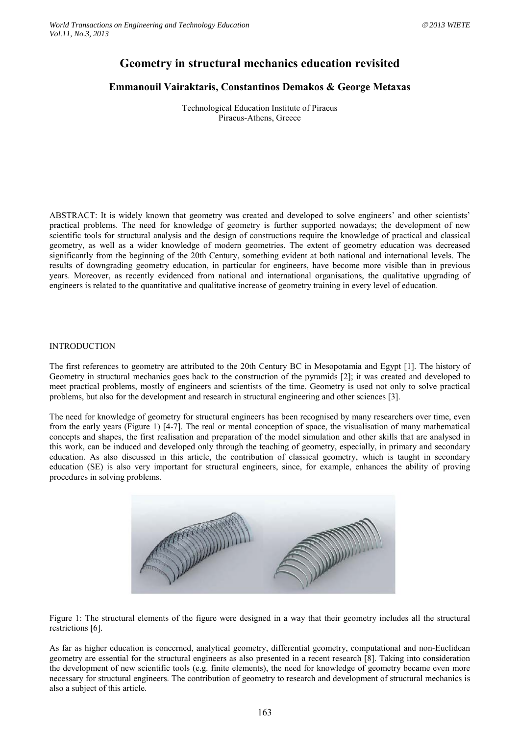# Geometry in structural mechanics education revisited

**Emmanouil Vairaktaris, Constantinos Demakos & George Metaxas**

Technological Education Institute of Piraeus
Piraeus-Athens, Greece

ABSTRACT: It is widely known that geometry was created and developed to solve engineers' and other scientists' practical problems. The need for knowledge of geometry is further supported nowadays; the development of new scientific tools for structural analysis and the design of constructions require the knowledge of practical and classical geometry, as well as a wider knowledge of modern geometries. The extent of geometry education was decreased significantly from the beginning of the 20th Century, something evident at both national and international levels. The results of downgrading geometry education, in particular for engineers, have become more visible than in previous years. Moreover, as recently evidenced from national and international organisations, the qualitative upgrading of engineers is related to the quantitative and qualitative increase of geometry training in every level of education.

## INTRODUCTION

The first references to geometry are attributed to the 20th Century BC in Mesopotamia and Egypt [1]. The history of Geometry in structural mechanics goes back to the construction of the pyramids [2]; it was created and developed to meet practical problems, mostly of engineers and scientists of the time. Geometry is used not only to solve practical problems, but also for the development and research in structural engineering and other sciences [3].

The need for knowledge of geometry for structural engineers has been recognised by many researchers over time, even from the early years (Figure 1) [4-7]. The real or mental conception of space, the visualisation of many mathematical concepts and shapes, the first realisation and preparation of the model simulation and other skills that are analysed in this work, can be induced and developed only through the teaching of geometry, especially, in primary and secondary education. As also discussed in this article, the contribution of classical geometry, which is taught in secondary education (SE) is also very important for structural engineers, since, for example, enhances the ability of proving procedures in solving problems.

Figure 1: The structural elements of the figure were designed in a way that their geometry includes all the structural restrictions [6].

As far as higher education is concerned, analytical geometry, differential geometry, computational and non-Euclidean geometry are essential for the structural engineers as also presented in a recent research [8]. Taking into consideration the development of new scientific tools (e.g. finite elements), the need for knowledge of geometry became even more necessary for structural engineers. The contribution of geometry to research and development of structural mechanics is also a subject of this article.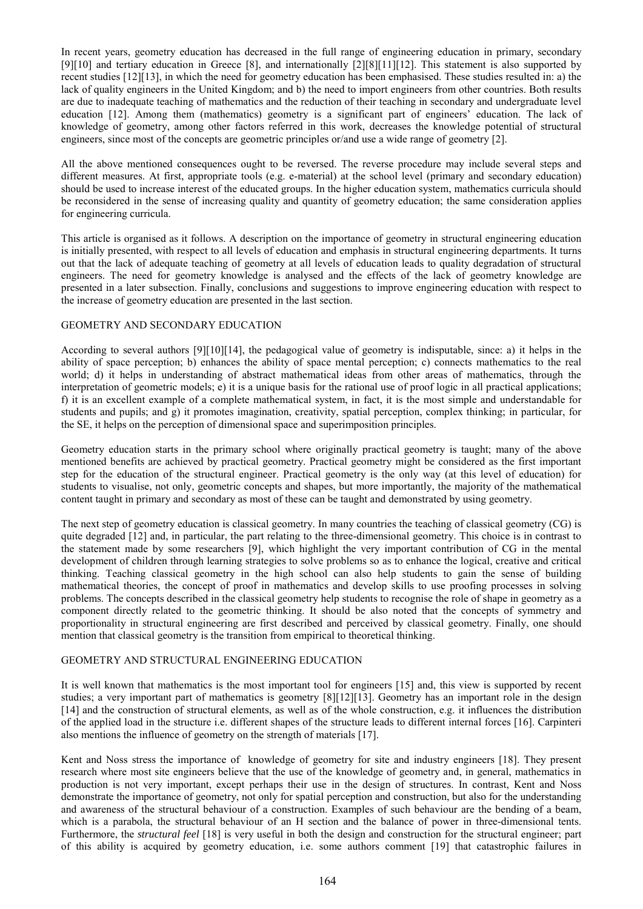In recent years, geometry education has decreased in the full range of engineering education in primary, secondary [9][10] and tertiary education in Greece [8], and internationally [2][8][11][12]. This statement is also supported by recent studies [12][13], in which the need for geometry education has been emphasised. These studies resulted in: a) the lack of quality engineers in the United Kingdom; and b) the need to import engineers from other countries. Both results are due to inadequate teaching of mathematics and the reduction of their teaching in secondary and undergraduate level education [12]. Among them (mathematics) geometry is a significant part of engineers' education. The lack of knowledge of geometry, among other factors referred in this work, decreases the knowledge potential of structural engineers, since most of the concepts are geometric principles or/and use a wide range of geometry [2].

All the above mentioned consequences ought to be reversed. The reverse procedure may include several steps and different measures. At first, appropriate tools (e.g. e-material) at the school level (primary and secondary education) should be used to increase interest of the educated groups. In the higher education system, mathematics curricula should be reconsidered in the sense of increasing quality and quantity of geometry education; the same consideration applies for engineering curricula.

This article is organised as it follows. A description on the importance of geometry in structural engineering education is initially presented, with respect to all levels of education and emphasis in structural engineering departments. It turns out that the lack of adequate teaching of geometry at all levels of education leads to quality degradation of structural engineers. The need for geometry knowledge is analysed and the effects of the lack of geometry knowledge are presented in a later subsection. Finally, conclusions and suggestions to improve engineering education with respect to the increase of geometry education are presented in the last section.

## GEOMETRY AND SECONDARY EDUCATION

According to several authors [9][10][14], the pedagogical value of geometry is indisputable, since: a) it helps in the ability of space perception; b) enhances the ability of space mental perception; c) connects mathematics to the real world; d) it helps in understanding of abstract mathematical ideas from other areas of mathematics, through the interpretation of geometric models; e) it is a unique basis for the rational use of proof logic in all practical applications; f) it is an excellent example of a complete mathematical system, in fact, it is the most simple and understandable for students and pupils; and g) it promotes imagination, creativity, spatial perception, complex thinking; in particular, for the SE, it helps on the perception of dimensional space and superimposition principles.

Geometry education starts in the primary school where originally practical geometry is taught; many of the above mentioned benefits are achieved by practical geometry. Practical geometry might be considered as the first important step for the education of the structural engineer. Practical geometry is the only way (at this level of education) for students to visualise, not only, geometric concepts and shapes, but more importantly, the majority of the mathematical content taught in primary and secondary as most of these can be taught and demonstrated by using geometry.

The next step of geometry education is classical geometry. In many countries the teaching of classical geometry (CG) is quite degraded [12] and, in particular, the part relating to the three-dimensional geometry. This choice is in contrast to the statement made by some researchers [9], which highlight the very important contribution of CG in the mental development of children through learning strategies to solve problems so as to enhance the logical, creative and critical thinking. Teaching classical geometry in the high school can also help students to gain the sense of building mathematical theories, the concept of proof in mathematics and develop skills to use proofing processes in solving problems. The concepts described in the classical geometry help students to recognise the role of shape in geometry as a component directly related to the geometric thinking. It should be also noted that the concepts of symmetry and proportionality in structural engineering are first described and perceived by classical geometry. Finally, one should mention that classical geometry is the transition from empirical to theoretical thinking.

## GEOMETRY AND STRUCTURAL ENGINEERING EDUCATION

It is well known that mathematics is the most important tool for engineers [15] and, this view is supported by recent studies; a very important part of mathematics is geometry [8][12][13]. Geometry has an important role in the design [14] and the construction of structural elements, as well as of the whole construction, e.g. it influences the distribution of the applied load in the structure i.e. different shapes of the structure leads to different internal forces [16]. Carpinteri also mentions the influence of geometry on the strength of materials [17].

Kent and Noss stress the importance of knowledge of geometry for site and industry engineers [18]. They present research where most site engineers believe that the use of the knowledge of geometry and, in general, mathematics in production is not very important, except perhaps their use in the design of structures. In contrast, Kent and Noss demonstrate the importance of geometry, not only for spatial perception and construction, but also for the understanding and awareness of the structural behaviour of a construction. Examples of such behaviour are the bending of a beam, which is a parabola, the structural behaviour of an H section and the balance of power in three-dimensional tents. Furthermore, the *structural feel* [18] is very useful in both the design and construction for the structural engineer; part of this ability is acquired by geometry education, i.e. some authors comment [19] that catastrophic failures in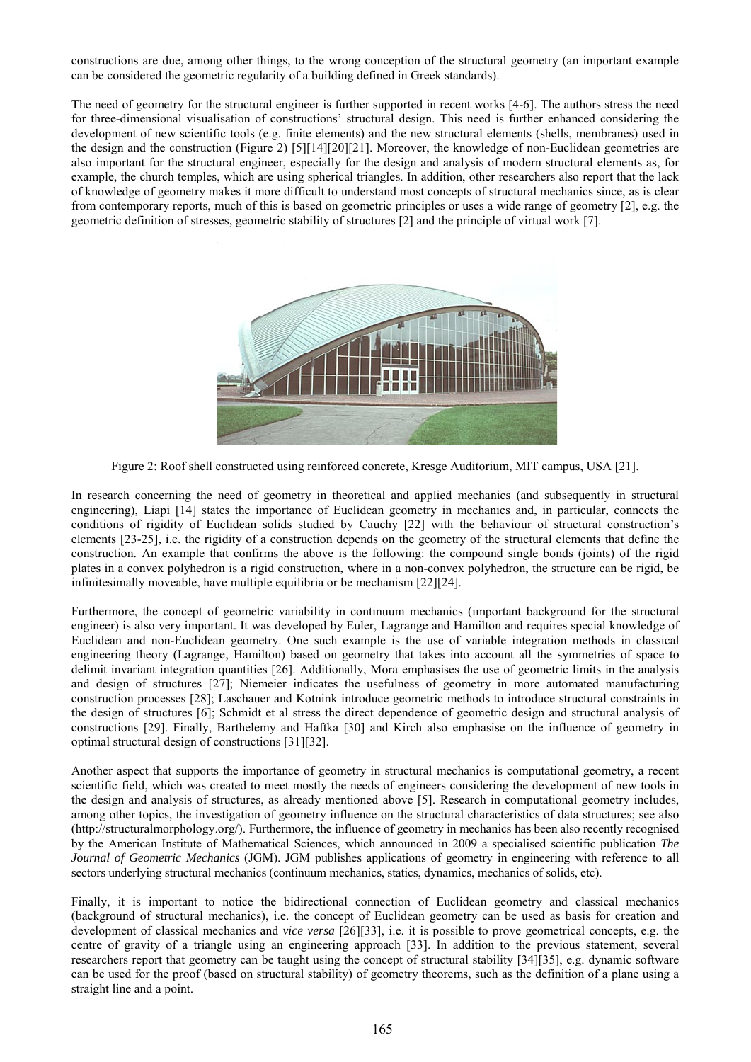constructions are due, among other things, to the wrong conception of the structural geometry (an important example can be considered the geometric regularity of a building defined in Greek standards).

The need of geometry for the structural engineer is further supported in recent works [4-6]. The authors stress the need for three-dimensional visualisation of constructions' structural design. This need is further enhanced considering the development of new scientific tools (e.g. finite elements) and the new structural elements (shells, membranes) used in the design and the construction (Figure 2) [5][14][20][21]. Moreover, the knowledge of non-Euclidean geometries are also important for the structural engineer, especially for the design and analysis of modern structural elements as, for example, the church temples, which are using spherical triangles. In addition, other researchers also report that the lack of knowledge of geometry makes it more difficult to understand most concepts of structural mechanics since, as is clear from contemporary reports, much of this is based on geometric principles or uses a wide range of geometry [2], e.g. the geometric definition of stresses, geometric stability of structures [2] and the principle of virtual work [7].

Figure 2: Roof shell constructed using reinforced concrete, Kresge Auditorium, MIT campus, USA [21].

In research concerning the need of geometry in theoretical and applied mechanics (and subsequently in structural engineering), Liapi [14] states the importance of Euclidean geometry in mechanics and, in particular, connects the conditions of rigidity of Euclidean solids studied by Cauchy [22] with the behaviour of structural construction's elements [23-25], i.e. the rigidity of a construction depends on the geometry of the structural elements that define the construction. An example that confirms the above is the following: the compound single bonds (joints) of the rigid plates in a convex polyhedron is a rigid construction, where in a non-convex polyhedron, the structure can be rigid, be infinitesimally moveable, have multiple equilibria or be mechanism [22][24].

Furthermore, the concept of geometric variability in continuum mechanics (important background for the structural engineer) is also very important. It was developed by Euler, Lagrange and Hamilton and requires special knowledge of Euclidean and non-Euclidean geometry. One such example is the use of variable integration methods in classical engineering theory (Lagrange, Hamilton) based on geometry that takes into account all the symmetries of space to delimit invariant integration quantities [26]. Additionally, Mora emphasises the use of geometric limits in the analysis and design of structures [27]; Niemeier indicates the usefulness of geometry in more automated manufacturing construction processes [28]; Laschauer and Kotnink introduce geometric methods to introduce structural constraints in the design of structures [6]; Schmidt et al stress the direct dependence of geometric design and structural analysis of constructions [29]. Finally, Barthelemy and Haftka [30] and Kirch also emphasise on the influence of geometry in optimal structural design of constructions [31][32].

Another aspect that supports the importance of geometry in structural mechanics is computational geometry, a recent scientific field, which was created to meet mostly the needs of engineers considering the development of new tools in the design and analysis of structures, as already mentioned above [5]. Research in computational geometry includes, among other topics, the investigation of geometry influence on the structural characteristics of data structures; see also (http://structuralmorphology.org/). Furthermore, the influence of geometry in mechanics has been also recently recognised by the American Institute of Mathematical Sciences, which announced in 2009 a specialised scientific publication *The Journal of Geometric Mechanics* (JGM). JGM publishes applications of geometry in engineering with reference to all sectors underlying structural mechanics (continuum mechanics, statics, dynamics, mechanics of solids, etc).

Finally, it is important to notice the bidirectional connection of Euclidean geometry and classical mechanics (background of structural mechanics), i.e. the concept of Euclidean geometry can be used as basis for creation and development of classical mechanics and *vice versa* [26][33], i.e. it is possible to prove geometrical concepts, e.g. the centre of gravity of a triangle using an engineering approach [33]. In addition to the previous statement, several researchers report that geometry can be taught using the concept of structural stability [34][35], e.g. dynamic software can be used for the proof (based on structural stability) of geometry theorems, such as the definition of a plane using a straight line and a point.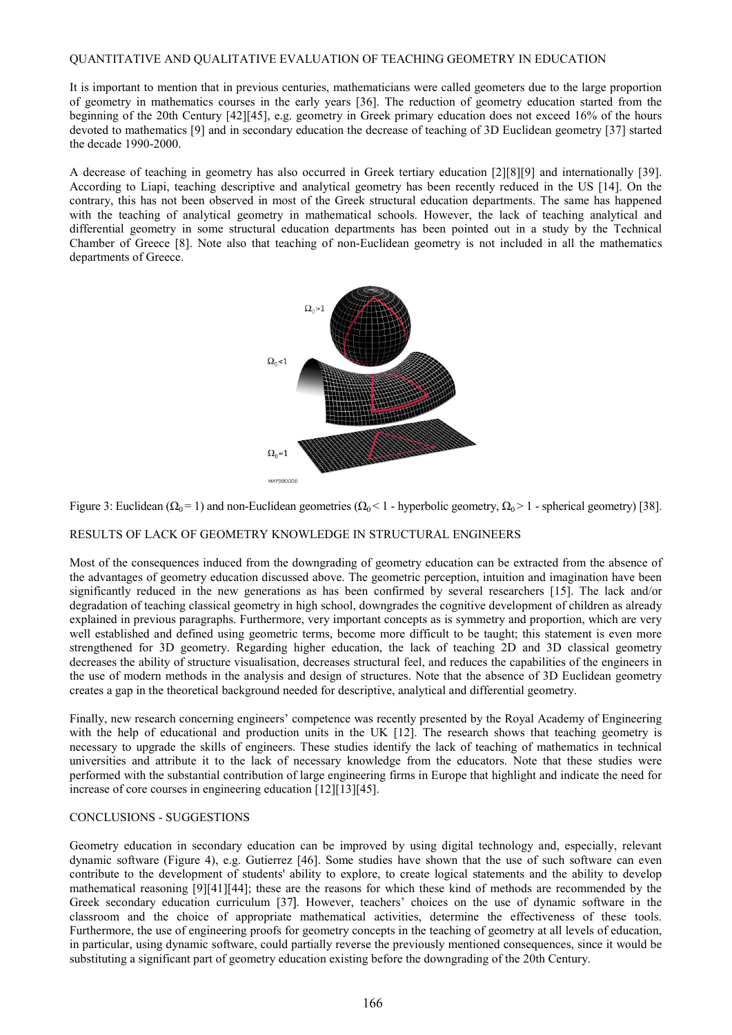## QUANTITATIVE AND QUALITATIVE EVALUATION OF TEACHING GEOMETRY IN EDUCATION

It is important to mention that in previous centuries, mathematicians were called geometers due to the large proportion of geometry in mathematics courses in the early years [36]. The reduction of geometry education started from the beginning of the 20th Century [42][45], e.g. geometry in Greek primary education does not exceed 16% of the hours devoted to mathematics [9] and in secondary education the decrease of teaching of 3D Euclidean geometry [37] started the decade 1990-2000.

A decrease of teaching in geometry has also occurred in Greek tertiary education [2][8][9] and internationally [39]. According to Liapi, teaching descriptive and analytical geometry has been recently reduced in the US [14]. On the contrary, this has not been observed in most of the Greek structural education departments. The same has happened with the teaching of analytical geometry in mathematical schools. However, the lack of teaching analytical and differential geometry in some structural education departments has been pointed out in a study by the Technical Chamber of Greece [8]. Note also that teaching of non-Euclidean geometry is not included in all the mathematics departments of Greece.

Figure 3: Euclidean ($\Omega_0 = 1$) and non-Euclidean geometries ($\Omega_0 < 1$ - hyperbolic geometry, $\Omega_0 > 1$ - spherical geometry) [38].

## RESULTS OF LACK OF GEOMETRY KNOWLEDGE IN STRUCTURAL ENGINEERS

Most of the consequences induced from the downgrading of geometry education can be extracted from the absence of the advantages of geometry education discussed above. The geometric perception, intuition and imagination have been significantly reduced in the new generations as has been confirmed by several researchers [15]. The lack and/or degradation of teaching classical geometry in high school, downgrades the cognitive development of children as already explained in previous paragraphs. Furthermore, very important concepts as is symmetry and proportion, which are very well established and defined using geometric terms, become more difficult to be taught; this statement is even more strengthened for 3D geometry. Regarding higher education, the lack of teaching 2D and 3D classical geometry decreases the ability of structure visualisation, decreases structural feel, and reduces the capabilities of the engineers in the use of modern methods in the analysis and design of structures. Note that the absence of 3D Euclidean geometry creates a gap in the theoretical background needed for descriptive, analytical and differential geometry.

Finally, new research concerning engineers' competence was recently presented by the Royal Academy of Engineering with the help of educational and production units in the UK [12]. The research shows that teaching geometry is necessary to upgrade the skills of engineers. These studies identify the lack of teaching of mathematics in technical universities and attribute it to the lack of necessary knowledge from the educators. Note that these studies were performed with the substantial contribution of large engineering firms in Europe that highlight and indicate the need for increase of core courses in engineering education [12][13][45].

## CONCLUSIONS - SUGGESTIONS

Geometry education in secondary education can be improved by using digital technology and, especially, relevant dynamic software (Figure 4), e.g. Gutierrez [46]. Some studies have shown that the use of such software can even contribute to the development of students' ability to explore, to create logical statements and the ability to develop mathematical reasoning [9][41][44]; these are the reasons for which these kind of methods are recommended by the Greek secondary education curriculum [37]. However, teachers' choices on the use of dynamic software in the classroom and the choice of appropriate mathematical activities, determine the effectiveness of these tools. Furthermore, the use of engineering proofs for geometry concepts in the teaching of geometry at all levels of education, in particular, using dynamic software, could partially reverse the previously mentioned consequences, since it would be substituting a significant part of geometry education existing before the downgrading of the 20th Century.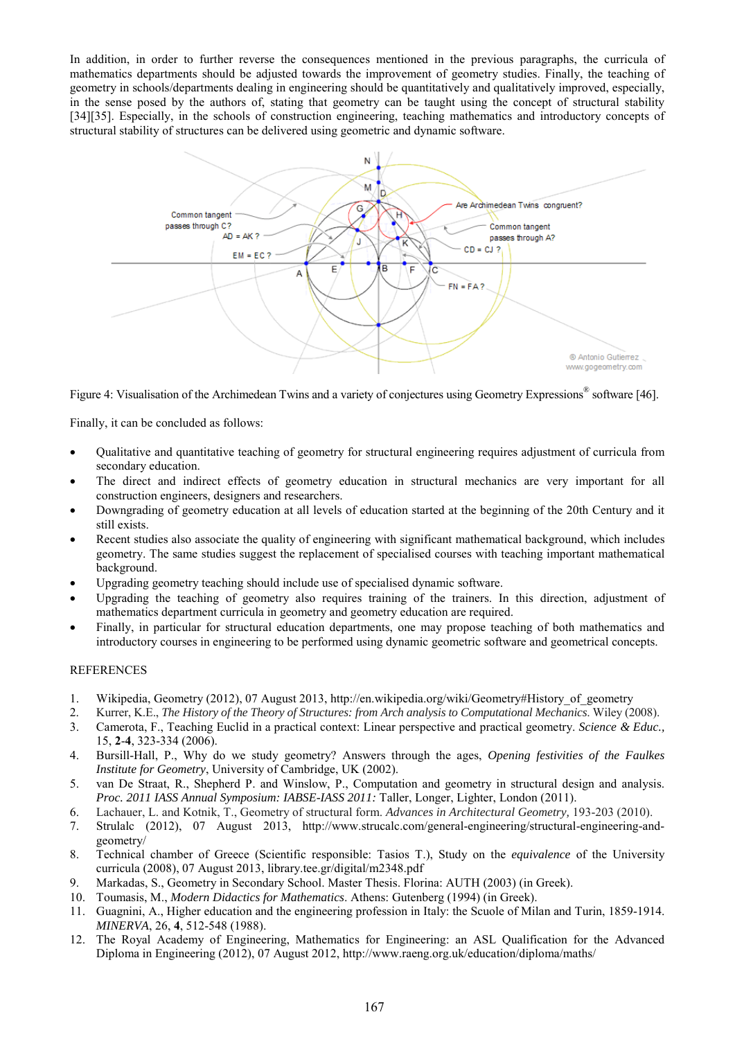In addition, in order to further reverse the consequences mentioned in the previous paragraphs, the curricula of mathematics departments should be adjusted towards the improvement of geometry studies. Finally, the teaching of geometry in schools/departments dealing in engineering should be quantitatively and qualitatively improved, especially, in the sense posed by the authors of, stating that geometry can be taught using the concept of structural stability [34][35]. Especially, in the schools of construction engineering, teaching mathematics and introductory concepts of structural stability of structures can be delivered using geometric and dynamic software.

Figure 4: Visualisation of the Archimedean Twins and a variety of conjectures using Geometry Expressions® software [46].

Finally, it can be concluded as follows:

- Qualitative and quantitative teaching of geometry for structural engineering requires adjustment of curricula from secondary education.
- The direct and indirect effects of geometry education in structural mechanics are very important for all construction engineers, designers and researchers.
- Downgrading of geometry education at all levels of education started at the beginning of the 20th Century and it still exists.
- Recent studies also associate the quality of engineering with significant mathematical background, which includes geometry. The same studies suggest the replacement of specialised courses with teaching important mathematical background.
- Upgrading geometry teaching should include use of specialised dynamic software.
- Upgrading the teaching of geometry also requires training of the trainers. In this direction, adjustment of mathematics department curricula in geometry and geometry education are required.
- Finally, in particular for structural education departments, one may propose teaching of both mathematics and introductory courses in engineering to be performed using dynamic geometric software and geometrical concepts.

## REFERENCES

1. Wikipedia, Geometry (2012), 07 August 2013, http://en.wikipedia.org/wiki/Geometry#History_of_geometry
2. Kurrer, K.E., *The History of the Theory of Structures: from Arch analysis to Computational Mechanics*. Wiley (2008).
3. Camerota, F., Teaching Euclid in a practical context: Linear perspective and practical geometry. *Science & Educ.,* 15, **2-4**, 323-334 (2006).
4. Bursill-Hall, P., Why do we study geometry? Answers through the ages, *Opening festivities of the Faulkes Institute for Geometry*, University of Cambridge, UK (2002).
5. van De Straat, R., Shepherd P. and Winslow, P., Computation and geometry in structural design and analysis. *Proc. 2011 IASS Annual Symposium: IABSE-IASS 2011:* Taller, Longer, Lighter, London (2011).
6. Lachauer, L. and Kotnik, T., Geometry of structural form. *Advances in Architectural Geometry,* 193-203 (2010).
7. Strulalc (2012), 07 August 2013, http://www.strucalc.com/general-engineering/structural-engineering-and-geometry/
8. Technical chamber of Greece (Scientific responsible: Tasios T.), Study on the *equivalence* of the University curricula (2008), 07 August 2013, library.tee.gr/digital/m2348.pdf
9. Markadas, S., Geometry in Secondary School. Master Thesis. Florina: AUTH (2003) (in Greek).
10. Toumasis, M., *Modern Didactics for Mathematics*. Athens: Gutenberg (1994) (in Greek).
11. Guagnini, A., Higher education and the engineering profession in Italy: the Scuole of Milan and Turin, 1859-1914. *MINERVA*, 26, **4**, 512-548 (1988).
12. The Royal Academy of Engineering, Mathematics for Engineering: an ASL Qualification for the Advanced Diploma in Engineering (2012), 07 August 2012, http://www.raeng.org.uk/education/diploma/maths/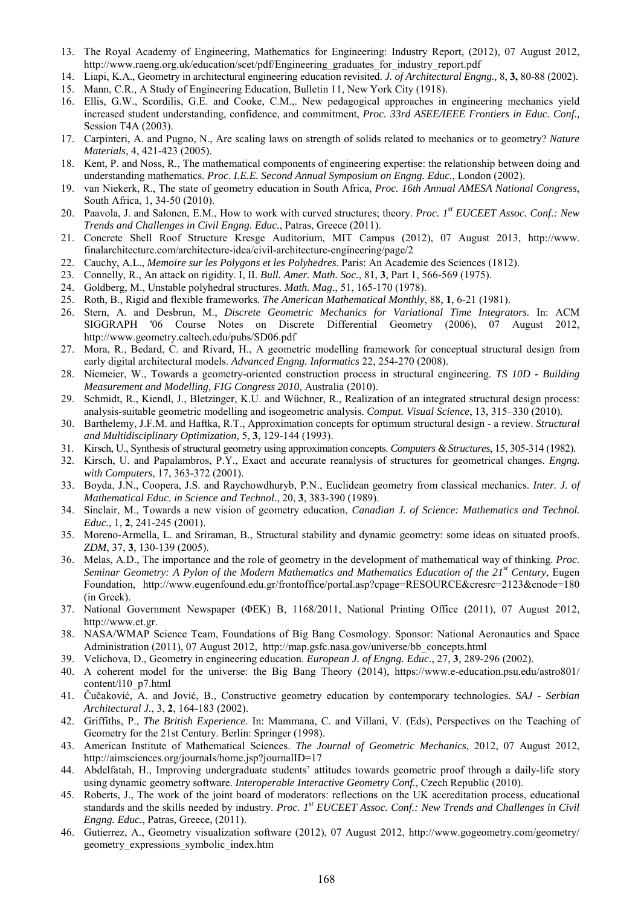13. The Royal Academy of Engineering, Mathematics for Engineering: Industry Report, (2012), 07 August 2012, http://www.raeng.org.uk/education/scet/pdf/Engineering_graduates_for_industry_report.pdf
14. Liapi, K.A., Geometry in architectural engineering education revisited. *J. of Architectural Engng.,* 8, **3,** 80-88 (2002).
15. Mann, C.R., A Study of Engineering Education, Bulletin 11, New York City (1918).
16. Ellis, G.W., Scordilis, G.E. and Cooke, C.M.,. New pedagogical approaches in engineering mechanics yield increased student understanding, confidence, and commitment, *Proc. 33rd ASEE/IEEE Frontiers in Educ. Conf.,* Session T4A (2003).
17. Carpinteri, A. and Pugno, N., Are scaling laws on strength of solids related to mechanics or to geometry? *Nature Materials,* 4, 421-423 (2005).
18. Kent, P. and Noss, R., The mathematical components of engineering expertise: the relationship between doing and understanding mathematics. *Proc. I.E.E. Second Annual Symposium on Engng. Educ.*, London (2002).
19. van Niekerk, R., The state of geometry education in South Africa, *Proc. 16th Annual AMESA National Congress*, South Africa, 1, 34-50 (2010).
20. Paavola, J. and Salonen, E.M., How to work with curved structures; theory. *Proc. 1st EUCEET Assoc. Conf.: New Trends and Challenges in Civil Engng. Educ.*, Patras, Greece (2011).
21. Concrete Shell Roof Structure Kresge Auditorium, MIT Campus (2012), 07 August 2013, http://www.finalarchitecture.com/architecture-idea/civil-architecture-engineering/page/2
22. Cauchy, A.L., *Memoire sur les Polygons et les Polyhedres*. Paris: An Academie des Sciences (1812).
23. Connelly, R., An attack on rigidity. I, II. *Bull. Amer. Math. Soc.*, 81, **3**, Part 1, 566-569 (1975).
24. Goldberg, M., Unstable polyhedral structures. *Math. Mag.*, 51, 165-170 (1978).
25. Roth, B., Rigid and flexible frameworks. *The American Mathematical Monthly*, 88, **1**, 6-21 (1981).
26. Stern, A. and Desbrun, M., *Discrete Geometric Mechanics for Variational Time Integrators.* In: ACM SIGGRAPH '06 Course Notes on Discrete Differential Geometry (2006), 07 August 2012, http://www.geometry.caltech.edu/pubs/SD06.pdf
27. Mora, R., Bedard, C. and Rivard, H., A geometric modelling framework for conceptual structural design from early digital architectural models. *Advanced Engng. Informatics* 22, 254-270 (2008).
28. Niemeier, W., Towards a geometry-oriented construction process in structural engineering. *TS 10D - Building Measurement and Modelling, FIG Congress 2010*, Australia (2010).
29. Schmidt, R., Kiendl, J., Bletzinger, K.U. and Wüchner, R., Realization of an integrated structural design process: analysis-suitable geometric modelling and isogeometric analysis. *Comput. Visual Science*, 13, 315–330 (2010).
30. Barthelemy, J.F.M. and Haftka, R.T., Approximation concepts for optimum structural design - a review. *Structural and Multidisciplinary Optimization*, 5, **3**, 129-144 (1993).
31. Kirsch, U., Synthesis of structural geometry using approximation concepts. *Computers & Structures*, 15, 305-314 (1982).
32. Kirsch, U. and Papalambros, P.Y., Exact and accurate reanalysis of structures for geometrical changes. *Engng. with Computers*, 17, 363-372 (2001).
33. Boyda, J.N., Coopera, J.S. and Raychowdhuryb, P.N., Euclidean geometry from classical mechanics. *Inter. J. of Mathematical Educ. in Science and Technol.*, 20, **3**, 383-390 (1989).
34. Sinclair, M., Towards a new vision of geometry education, *Canadian J. of Science: Mathematics and Technol. Educ.*, 1, **2**, 241-245 (2001).
35. Moreno-Armella, L. and Sriraman, B., Structural stability and dynamic geometry: some ideas on situated proofs. *ZDM*, 37, **3**, 130-139 (2005).
36. Melas, A.D., The importance and the role of geometry in the development of mathematical way of thinking. *Proc. Seminar Geometry: A Pylon of the Modern Mathematics and Mathematics Education of the 21st Century*, Eugen Foundation, http://www.eugenfound.edu.gr/frontoffice/portal.asp?cpage=RESOURCE&cresrc=2123&cnode=180 (in Greek).
37. National Government Newspaper (ΦΕΚ) B, 1168/2011, National Printing Office (2011), 07 August 2012, http://www.et.gr.
38. NASA/WMAP Science Team, Foundations of Big Bang Cosmology. Sponsor: National Aeronautics and Space Administration (2011), 07 August 2012, http://map.gsfc.nasa.gov/universe/bb_concepts.html
39. Velichova, D., Geometry in engineering education. *European J. of Engng. Educ.*, 27, **3**, 289-296 (2002).
40. A coherent model for the universe: the Big Bang Theory (2014), https://www.e-education.psu.edu/astro801/content/l10_p7.html
41. Čučaković, A. and Jović, B., Constructive geometry education by contemporary technologies. *SAJ - Serbian Architectural J.*, 3, **2**, 164-183 (2002).
42. Griffiths, P., *The British Experience*. In: Mammana, C. and Villani, V. (Eds), Perspectives on the Teaching of Geometry for the 21st Century. Berlin: Springer (1998).
43. American Institute of Mathematical Sciences. *The Journal of Geometric Mechanics*, 2012, 07 August 2012, http://aimsciences.org/journals/home.jsp?journalID=17
44. Abdelfatah, H., Improving undergraduate students' attitudes towards geometric proof through a daily-life story using dynamic geometry software. *Interoperable Interactive Geometry Conf.*, Czech Republic (2010).
45. Roberts, J., The work of the joint board of moderators: reflections on the UK accreditation process, educational standards and the skills needed by industry. *Proc. 1st EUCEET Assoc. Conf.: New Trends and Challenges in Civil Engng. Educ.*, Patras, Greece, (2011).
46. Gutierrez, A., Geometry visualization software (2012), 07 August 2012, http://www.gogeometry.com/geometry/geometry_expressions_symbolic_index.htm